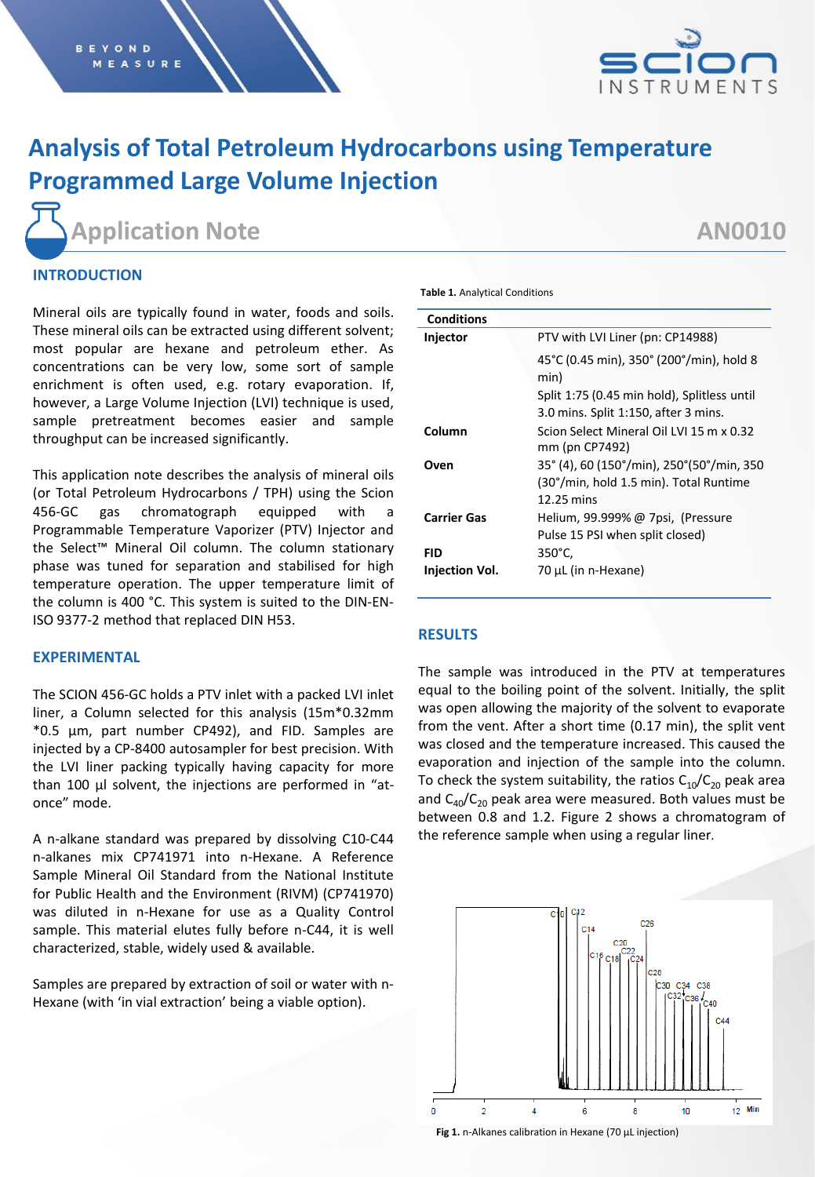# Analysis of Total Petroleum Hydrocarbons using Temperature Programmed Large Volume Injection

## Application Note

AN0010

## INTRODUCTION

Mineral oils are typically found in water, foods and soils. These mineral oils can be extracted using different solvent; most popular are hexane and petroleum ether. As concentrations can be very low, some sort of sample enrichment is often used, e.g. rotary evaporation. If, however, a Large Volume Injection (LVI) technique is used, sample pretreatment becomes easier and sample throughput can be increased significantly.

This application note describes the analysis of mineral oils (or Total Petroleum Hydrocarbons / TPH) using the Scion 456-GC gas chromatograph equipped with a Programmable Temperature Vaporizer (PTV) Injector and the Select™ Mineral Oil column. The column stationary phase was tuned for separation and stabilised for high temperature operation. The upper temperature limit of the column is 400 °C. This system is suited to the DIN-EN-ISO 9377-2 method that replaced DIN H53.

## EXPERIMENTAL

The SCION 456-GC holds a PTV inlet with a packed LVI inlet liner, a Column selected for this analysis (15m*0.32mm *0.5 µm, part number CP492), and FID. Samples are injected by a CP-8400 autosampler for best precision. With the LVI liner packing typically having capacity for more than 100 µl solvent, the injections are performed in "at-once" mode.

A n-alkane standard was prepared by dissolving C10-C44 n-alkanes mix CP741971 into n-Hexane. A Reference Sample Mineral Oil Standard from the National Institute for Public Health and the Environment (RIVM) (CP741970) was diluted in n-Hexane for use as a Quality Control sample. This material elutes fully before n-C44, it is well characterized, stable, widely used & available.

Samples are prepared by extraction of soil or water with n-Hexane (with 'in vial extraction' being a viable option).

**Table 1.** Analytical Conditions

| Conditions | |
|---|---|
| **Injector** | PTV with LVI Liner (pn: CP14988) |
| | 45°C (0.45 min), 350° (200°/min), hold 8 min) |
| | Split 1:75 (0.45 min hold), Splitless until 3.0 mins. Split 1:150, after 3 mins. |
| **Column** | Scion Select Mineral Oil LVI 15 m x 0.32 mm (pn CP7492) |
| **Oven** | 35° (4), 60 (150°/min), 250°(50°/min, 350 (30°/min, hold 1.5 min). Total Runtime 12.25 mins |
| **Carrier Gas** | Helium, 99.999% @ 7psi, (Pressure Pulse 15 PSI when split closed) |
| **FID** | 350°C, |
| **Injection Vol.** | 70 µL (in n-Hexane) |

## RESULTS

The sample was introduced in the PTV at temperatures equal to the boiling point of the solvent. Initially, the split was open allowing the majority of the solvent to evaporate from the vent. After a short time (0.17 min), the split vent was closed and the temperature increased. This caused the evaporation and injection of the sample into the column. To check the system suitability, the ratios $C_{10}/C_{20}$ peak area and $C_{40}/C_{20}$ peak area were measured. Both values must be between 0.8 and 1.2. Figure 2 shows a chromatogram of the reference sample when using a regular liner.

**Fig 1.** n-Alkanes calibration in Hexane (70 µL injection)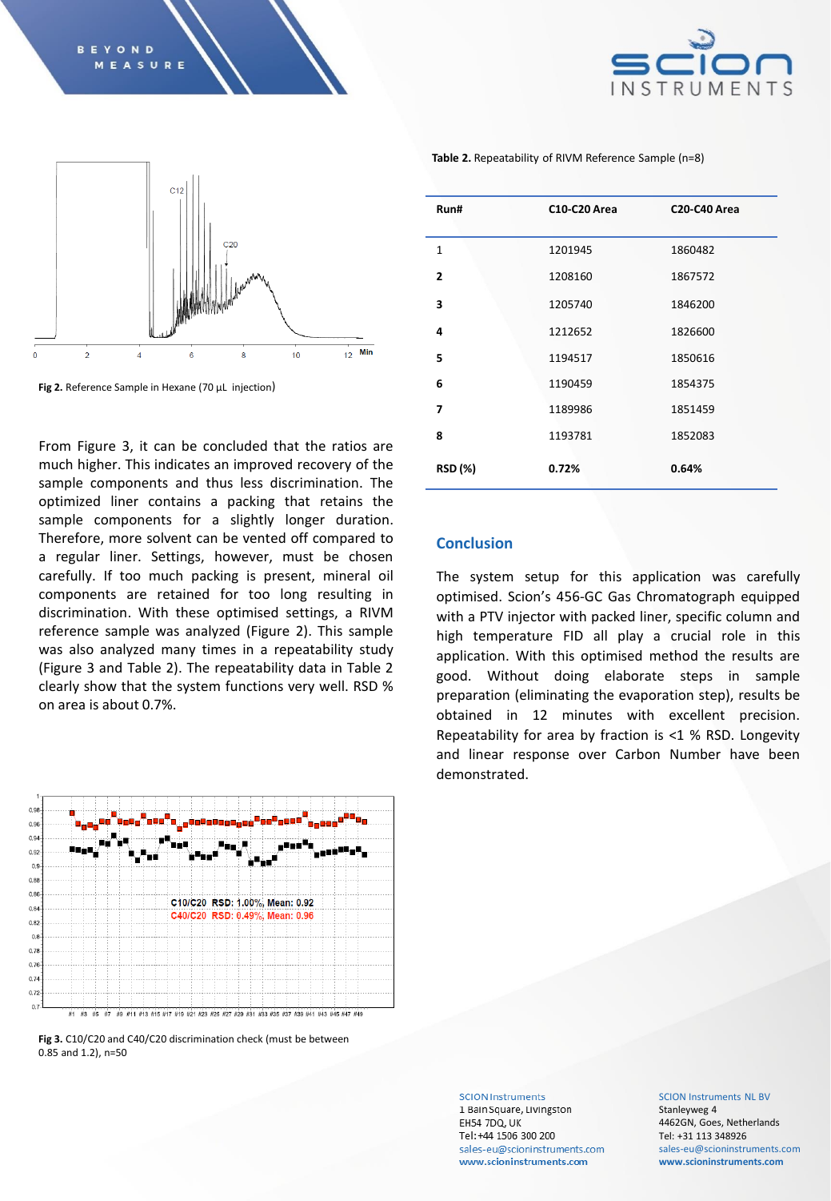C12

C20

0 2 4 6 8 10 12 Min

**Fig 2.** Reference Sample in Hexane (70 µL injection)

From Figure 3, it can be concluded that the ratios are much higher. This indicates an improved recovery of the sample components and thus less discrimination. The optimized liner contains a packing that retains the sample components for a slightly longer duration. Therefore, more solvent can be vented off compared to a regular liner. Settings, however, must be chosen carefully. If too much packing is present, mineral oil components are retained for too long resulting in discrimination. With these optimised settings, a RIVM reference sample was analyzed (Figure 2). This sample was also analyzed many times in a repeatability study (Figure 3 and Table 2). The repeatability data in Table 2 clearly show that the system functions very well. RSD % on area is about 0.7%.

C10/C20 RSD: 1.00%, Mean: 0.92

C40/C20 RSD: 0.49%, Mean: 0.96

**Fig 3.** C10/C20 and C40/C20 discrimination check (must be between 0.85 and 1.2), n=50

**Table 2.** Repeatability of RIVM Reference Sample (n=8)

| Run# | C10-C20 Area | C20-C40 Area |
|---|---|---|
| 1 | 1201945 | 1860482 |
| **2** | 1208160 | 1867572 |
| **3** | 1205740 | 1846200 |
| **4** | 1212652 | 1826600 |
| **5** | 1194517 | 1850616 |
| **6** | 1190459 | 1854375 |
| **7** | 1189986 | 1851459 |
| **8** | 1193781 | 1852083 |
| **RSD (%)** | **0.72%** | **0.64%** |

## Conclusion

The system setup for this application was carefully optimised. Scion's 456-GC Gas Chromatograph equipped with a PTV injector with packed liner, specific column and high temperature FID all play a crucial role in this application. With this optimised method the results are good. Without doing elaborate steps in sample preparation (eliminating the evaporation step), results be obtained in 12 minutes with excellent precision. Repeatability for area by fraction is <1 % RSD. Longevity and linear response over Carbon Number have been demonstrated.

SCION Instruments
1 Bain Square, Livingston
EH54 7DQ, UK
Tel: +44 1506 300 200
sales-eu@scioninstruments.com
www.scioninstruments.com

SCION Instruments NL BV
Stanleyweg 4
4462GN, Goes, Netherlands
Tel: +31 113 348926
sales-eu@scioninstruments.com
www.scioninstruments.com